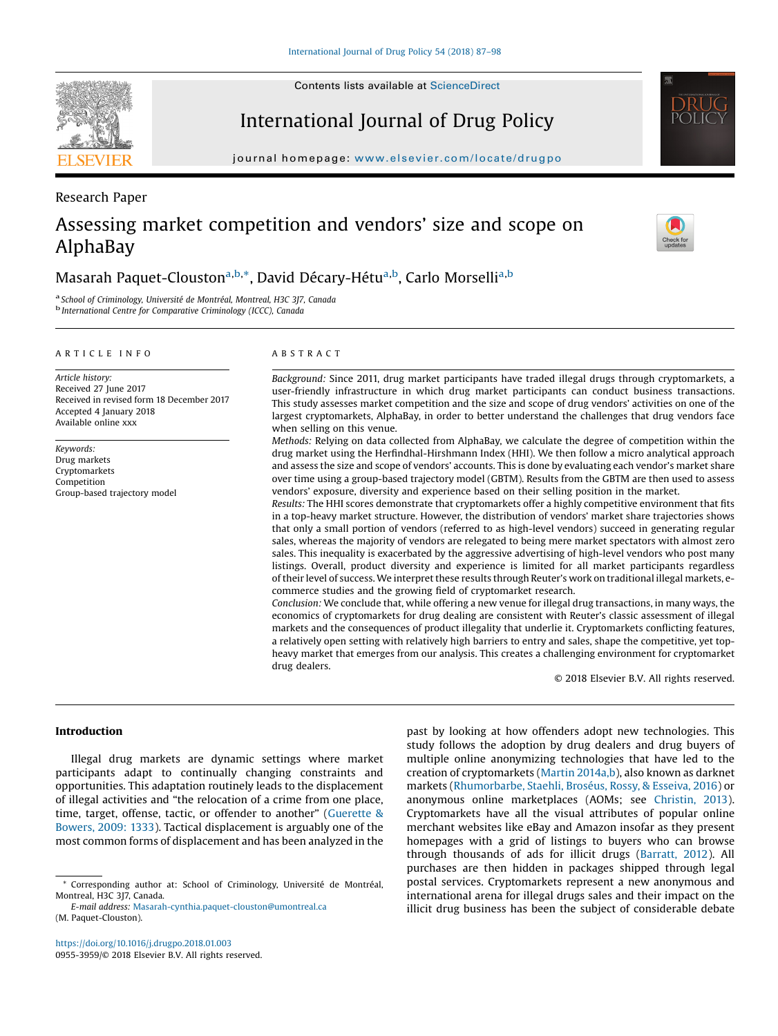Contents lists available at ScienceDirect

# International Journal of Drug Policy

journal homepage: www.elsevier.com/locate/drugpo

Research Paper

# Assessing market competition and vendors' size and scope on AlphaBay

Masarah Paquet-Clouston[a,b,*], David Décary-Hétu[a,b], Carlo Morselli[a,b]

[a] School of Criminology, Université de Montréal, Montreal, H3C 3J7, Canada
[b] International Centre for Comparative Criminology (ICCC), Canada

## ARTICLE INFO

*Article history:*
Received 27 June 2017
Received in revised form 18 December 2017
Accepted 4 January 2018
Available online xxx

*Keywords:*
Drug markets
Cryptomarkets
Competition
Group-based trajectory model

## ABSTRACT

*Background:* Since 2011, drug market participants have traded illegal drugs through cryptomarkets, a user-friendly infrastructure in which drug market participants can conduct business transactions. This study assesses market competition and the size and scope of drug vendors' activities on one of the largest cryptomarkets, AlphaBay, in order to better understand the challenges that drug vendors face when selling on this venue.

*Methods:* Relying on data collected from AlphaBay, we calculate the degree of competition within the drug market using the Herfindhal-Hirshmann Index (HHI). We then follow a micro analytical approach and assess the size and scope of vendors' accounts. This is done by evaluating each vendor's market share over time using a group-based trajectory model (GBTM). Results from the GBTM are then used to assess vendors' exposure, diversity and experience based on their selling position in the market.

*Results:* The HHI scores demonstrate that cryptomarkets offer a highly competitive environment that fits in a top-heavy market structure. However, the distribution of vendors' market share trajectories shows that only a small portion of vendors (referred to as high-level vendors) succeed in generating regular sales, whereas the majority of vendors are relegated to being mere market spectators with almost zero sales. This inequality is exacerbated by the aggressive advertising of high-level vendors who post many listings. Overall, product diversity and experience is limited for all market participants regardless of their level of success. We interpret these results through Reuter's work on traditional illegal markets, e-commerce studies and the growing field of cryptomarket research.

*Conclusion:* We conclude that, while offering a new venue for illegal drug transactions, in many ways, the economics of cryptomarkets for drug dealing are consistent with Reuter's classic assessment of illegal markets and the consequences of product illegality that underlie it. Cryptomarkets conflicting features, a relatively open setting with relatively high barriers to entry and sales, shape the competitive, yet top-heavy market that emerges from our analysis. This creates a challenging environment for cryptomarket drug dealers.

© 2018 Elsevier B.V. All rights reserved.

## Introduction

Illegal drug markets are dynamic settings where market participants adapt to continually changing constraints and opportunities. This adaptation routinely leads to the displacement of illegal activities and "the relocation of a crime from one place, time, target, offense, tactic, or offender to another" (Guerette & Bowers, 2009: 1333). Tactical displacement is arguably one of the most common forms of displacement and has been analyzed in the past by looking at how offenders adopt new technologies. This study follows the adoption by drug dealers and drug buyers of multiple online anonymizing technologies that have led to the creation of cryptomarkets (Martin 2014a,b), also known as darknet markets (Rhumorbarbe, Staehli, Broséus, Rossy, & Esseiva, 2016) or anonymous online marketplaces (AOMs; see Christin, 2013). Cryptomarkets have all the visual attributes of popular online merchant websites like eBay and Amazon insofar as they present homepages with a grid of listings to buyers who can browse through thousands of ads for illicit drugs (Barratt, 2012). All purchases are then hidden in packages shipped through legal postal services. Cryptomarkets represent a new anonymous and international arena for illegal drugs sales and their impact on the illicit drug business has been the subject of considerable debate

* Corresponding author at: School of Criminology, Université de Montréal, Montreal, H3C 3J7, Canada.
*E-mail address:* Masarah-cynthia.paquet-clouston@umontreal.ca (M. Paquet-Clouston).

https://doi.org/10.1016/j.drugpo.2018.01.003
0955-3959/© 2018 Elsevier B.V. All rights reserved.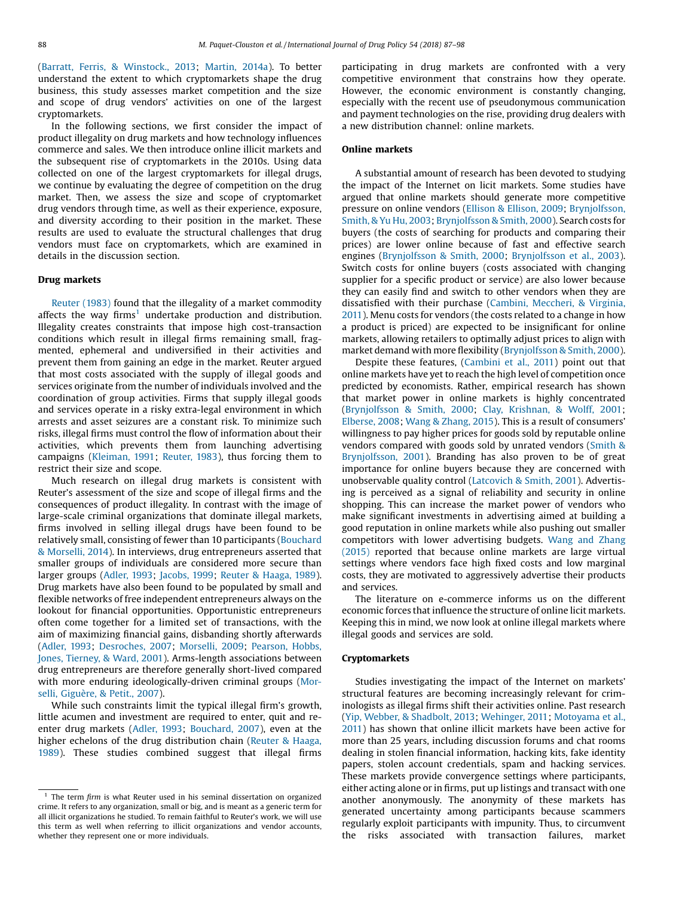(Barratt, Ferris, & Winstock., 2013; Martin, 2014a). To better understand the extent to which cryptomarkets shape the drug business, this study assesses market competition and the size and scope of drug vendors' activities on one of the largest cryptomarkets.

In the following sections, we first consider the impact of product illegality on drug markets and how technology influences commerce and sales. We then introduce online illicit markets and the subsequent rise of cryptomarkets in the 2010s. Using data collected on one of the largest cryptomarkets for illegal drugs, we continue by evaluating the degree of competition on the drug market. Then, we assess the size and scope of cryptomarket drug vendors through time, as well as their experience, exposure, and diversity according to their position in the market. These results are used to evaluate the structural challenges that drug vendors must face on cryptomarkets, which are examined in details in the discussion section.

## Drug markets

Reuter (1983) found that the illegality of a market commodity affects the way firms[1] undertake production and distribution. Illegality creates constraints that impose high cost-transaction conditions which result in illegal firms remaining small, fragmented, ephemeral and undiversified in their activities and prevent them from gaining an edge in the market. Reuter argued that most costs associated with the supply of illegal goods and services originate from the number of individuals involved and the coordination of group activities. Firms that supply illegal goods and services operate in a risky extra-legal environment in which arrests and asset seizures are a constant risk. To minimize such risks, illegal firms must control the flow of information about their activities, which prevents them from launching advertising campaigns (Kleiman, 1991; Reuter, 1983), thus forcing them to restrict their size and scope.

Much research on illegal drug markets is consistent with Reuter's assessment of the size and scope of illegal firms and the consequences of product illegality. In contrast with the image of large-scale criminal organizations that dominate illegal markets, firms involved in selling illegal drugs have been found to be relatively small, consisting of fewer than 10 participants (Bouchard & Morselli, 2014). In interviews, drug entrepreneurs asserted that smaller groups of individuals are considered more secure than larger groups (Adler, 1993; Jacobs, 1999; Reuter & Haaga, 1989). Drug markets have also been found to be populated by small and flexible networks of free independent entrepreneurs always on the lookout for financial opportunities. Opportunistic entrepreneurs often come together for a limited set of transactions, with the aim of maximizing financial gains, disbanding shortly afterwards (Adler, 1993; Desroches, 2007; Morselli, 2009; Pearson, Hobbs, Jones, Tierney, & Ward, 2001). Arms-length associations between drug entrepreneurs are therefore generally short-lived compared with more enduring ideologically-driven criminal groups (Morselli, Giguère, & Petit., 2007).

While such constraints limit the typical illegal firm's growth, little acumen and investment are required to enter, quit and re-enter drug markets (Adler, 1993; Bouchard, 2007), even at the higher echelons of the drug distribution chain (Reuter & Haaga, 1989). These studies combined suggest that illegal firms participating in drug markets are confronted with a very competitive environment that constrains how they operate. However, the economic environment is constantly changing, especially with the recent use of pseudonymous communication and payment technologies on the rise, providing drug dealers with a new distribution channel: online markets.

## Online markets

A substantial amount of research has been devoted to studying the impact of the Internet on licit markets. Some studies have argued that online markets should generate more competitive pressure on online vendors (Ellison & Ellison, 2009; Brynjolfsson, Smith, & Yu Hu, 2003; Brynjolfsson & Smith, 2000). Search costs for buyers (the costs of searching for products and comparing their prices) are lower online because of fast and effective search engines (Brynjolfsson & Smith, 2000; Brynjolfsson et al., 2003). Switch costs for online buyers (costs associated with changing supplier for a specific product or service) are also lower because they can easily find and switch to other vendors when they are dissatisfied with their purchase (Cambini, Meccheri, & Virginia, 2011). Menu costs for vendors (the costs related to a change in how a product is priced) are expected to be insignificant for online markets, allowing retailers to optimally adjust prices to align with market demand with more flexibility (Brynjolfsson & Smith, 2000).

Despite these features, (Cambini et al., 2011) point out that online markets have yet to reach the high level of competition once predicted by economists. Rather, empirical research has shown that market power in online markets is highly concentrated (Brynjolfsson & Smith, 2000; Clay, Krishnan, & Wolff, 2001; Elberse, 2008; Wang & Zhang, 2015). This is a result of consumers' willingness to pay higher prices for goods sold by reputable online vendors compared with goods sold by unrated vendors (Smith & Brynjolfsson, 2001). Branding has also proven to be of great importance for online buyers because they are concerned with unobservable quality control (Latcovich & Smith, 2001). Advertising is perceived as a signal of reliability and security in online shopping. This can increase the market power of vendors who make significant investments in advertising aimed at building a good reputation in online markets while also pushing out smaller competitors with lower advertising budgets. Wang and Zhang (2015) reported that because online markets are large virtual settings where vendors face high fixed costs and low marginal costs, they are motivated to aggressively advertise their products and services.

The literature on e-commerce informs us on the different economic forces that influence the structure of online licit markets. Keeping this in mind, we now look at online illegal markets where illegal goods and services are sold.

## Cryptomarkets

Studies investigating the impact of the Internet on markets' structural features are becoming increasingly relevant for criminologists as illegal firms shift their activities online. Past research (Yip, Webber, & Shadbolt, 2013; Wehinger, 2011; Motoyama et al., 2011) has shown that online illicit markets have been active for more than 25 years, including discussion forums and chat rooms dealing in stolen financial information, hacking kits, fake identity papers, stolen account credentials, spam and hacking services. These markets provide convergence settings where participants, either acting alone or in firms, put up listings and transact with one another anonymously. The anonymity of these markets has generated uncertainty among participants because scammers regularly exploit participants with impunity. Thus, to circumvent the risks associated with transaction failures, market

[1] The term *firm* is what Reuter used in his seminal dissertation on organized crime. It refers to any organization, small or big, and is meant as a generic term for all illicit organizations he studied. To remain faithful to Reuter's work, we will use this term as well when referring to illicit organizations and vendor accounts, whether they represent one or more individuals.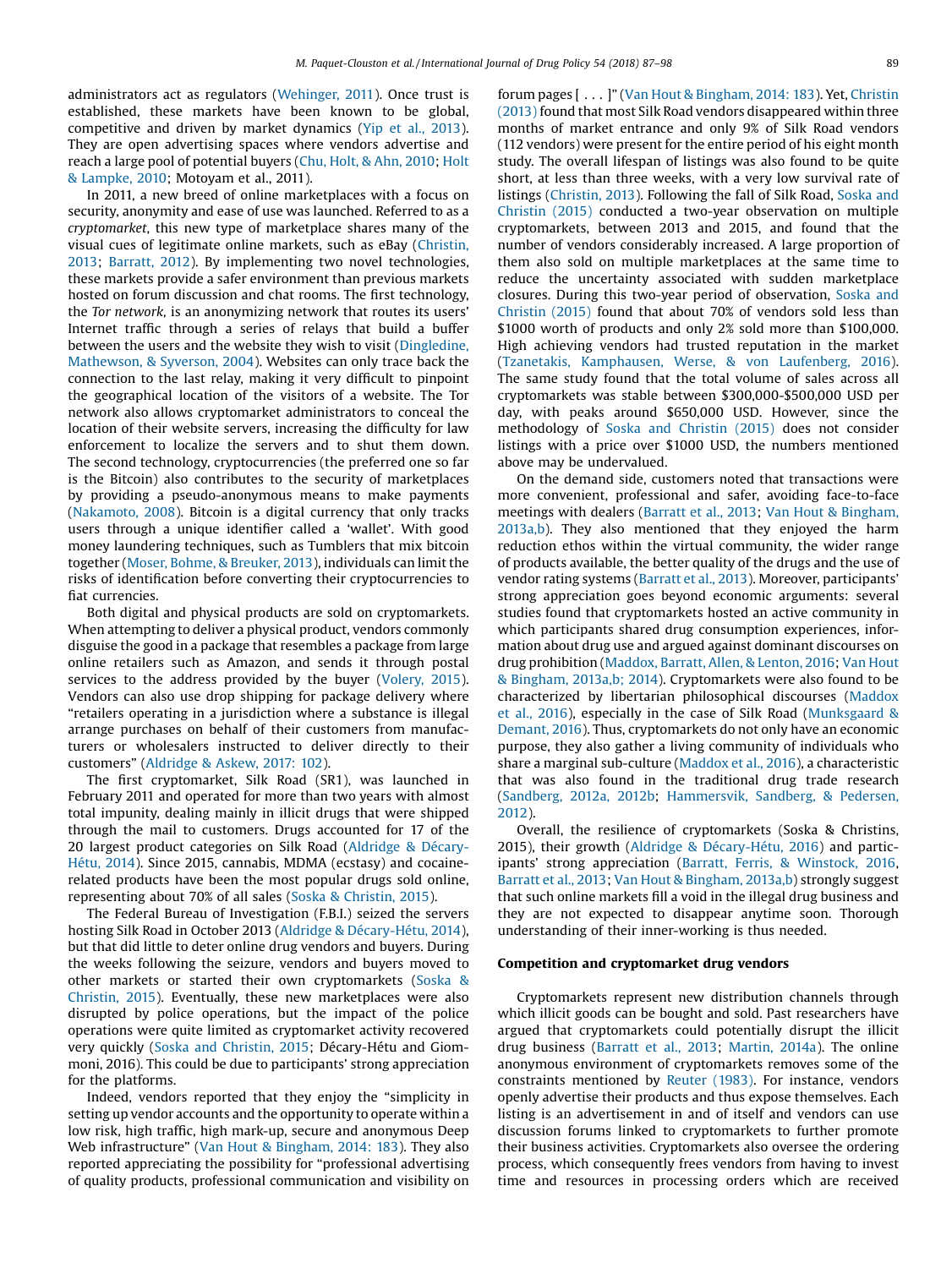administrators act as regulators (Wehinger, 2011). Once trust is established, these markets have been known to be global, competitive and driven by market dynamics (Yip et al., 2013). They are open advertising spaces where vendors advertise and reach a large pool of potential buyers (Chu, Holt, & Ahn, 2010; Holt & Lampke, 2010; Motoyam et al., 2011).

In 2011, a new breed of online marketplaces with a focus on security, anonymity and ease of use was launched. Referred to as a *cryptomarket*, this new type of marketplace shares many of the visual cues of legitimate online markets, such as eBay (Christin, 2013; Barratt, 2012). By implementing two novel technologies, these markets provide a safer environment than previous markets hosted on forum discussion and chat rooms. The first technology, the *Tor network*, is an anonymizing network that routes its users' Internet traffic through a series of relays that build a buffer between the users and the website they wish to visit (Dingledine, Mathewson, & Syverson, 2004). Websites can only trace back the connection to the last relay, making it very difficult to pinpoint the geographical location of the visitors of a website. The Tor network also allows cryptomarket administrators to conceal the location of their website servers, increasing the difficulty for law enforcement to localize the servers and to shut them down. The second technology, cryptocurrencies (the preferred one so far is the Bitcoin) also contributes to the security of marketplaces by providing a pseudo-anonymous means to make payments (Nakamoto, 2008). Bitcoin is a digital currency that only tracks users through a unique identifier called a 'wallet'. With good money laundering techniques, such as Tumblers that mix bitcoin together (Moser, Bohme, & Breuker, 2013), individuals can limit the risks of identification before converting their cryptocurrencies to fiat currencies.

Both digital and physical products are sold on cryptomarkets. When attempting to deliver a physical product, vendors commonly disguise the good in a package that resembles a package from large online retailers such as Amazon, and sends it through postal services to the address provided by the buyer (Volery, 2015). Vendors can also use drop shipping for package delivery where "retailers operating in a jurisdiction where a substance is illegal arrange purchases on behalf of their customers from manufacturers or wholesalers instructed to deliver directly to their customers" (Aldridge & Askew, 2017: 102).

The first cryptomarket, Silk Road (SR1), was launched in February 2011 and operated for more than two years with almost total impunity, dealing mainly in illicit drugs that were shipped through the mail to customers. Drugs accounted for 17 of the 20 largest product categories on Silk Road (Aldridge & Décary-Hétu, 2014). Since 2015, cannabis, MDMA (ecstasy) and cocaine-related products have been the most popular drugs sold online, representing about 70% of all sales (Soska & Christin, 2015).

The Federal Bureau of Investigation (F.B.I.) seized the servers hosting Silk Road in October 2013 (Aldridge & Décary-Hétu, 2014), but that did little to deter online drug vendors and buyers. During the weeks following the seizure, vendors and buyers moved to other markets or started their own cryptomarkets (Soska & Christin, 2015). Eventually, these new marketplaces were also disrupted by police operations, but the impact of the police operations were quite limited as cryptomarket activity recovered very quickly (Soska and Christin, 2015; Décary-Hétu and Giommoni, 2016). This could be due to participants' strong appreciation for the platforms.

Indeed, vendors reported that they enjoy the "simplicity in setting up vendor accounts and the opportunity to operate within a low risk, high traffic, high mark-up, secure and anonymous Deep Web infrastructure" (Van Hout & Bingham, 2014: 183). They also reported appreciating the possibility for "professional advertising of quality products, professional communication and visibility on forum pages [ . . . ]" (Van Hout & Bingham, 2014: 183). Yet, Christin (2013) found that most Silk Road vendors disappeared within three months of market entrance and only 9% of Silk Road vendors (112 vendors) were present for the entire period of his eight month study. The overall lifespan of listings was also found to be quite short, at less than three weeks, with a very low survival rate of listings (Christin, 2013). Following the fall of Silk Road, Soska and Christin (2015) conducted a two-year observation on multiple cryptomarkets, between 2013 and 2015, and found that the number of vendors considerably increased. A large proportion of them also sold on multiple marketplaces at the same time to reduce the uncertainty associated with sudden marketplace closures. During this two-year period of observation, Soska and Christin (2015) found that about 70% of vendors sold less than $1000 worth of products and only 2% sold more than $100,000. High achieving vendors had trusted reputation in the market (Tzanetakis, Kamphausen, Werse, & von Laufenberg, 2016). The same study found that the total volume of sales across all cryptomarkets was stable between $300,000-$500,000 USD per day, with peaks around $650,000 USD. However, since the methodology of Soska and Christin (2015) does not consider listings with a price over $1000 USD, the numbers mentioned above may be undervalued.

On the demand side, customers noted that transactions were more convenient, professional and safer, avoiding face-to-face meetings with dealers (Barratt et al., 2013; Van Hout & Bingham, 2013a,b). They also mentioned that they enjoyed the harm reduction ethos within the virtual community, the wider range of products available, the better quality of the drugs and the use of vendor rating systems (Barratt et al., 2013). Moreover, participants' strong appreciation goes beyond economic arguments: several studies found that cryptomarkets hosted an active community in which participants shared drug consumption experiences, information about drug use and argued against dominant discourses on drug prohibition (Maddox, Barratt, Allen, & Lenton, 2016; Van Hout & Bingham, 2013a,b; 2014). Cryptomarkets were also found to be characterized by libertarian philosophical discourses (Maddox et al., 2016), especially in the case of Silk Road (Munksgaard & Demant, 2016). Thus, cryptomarkets do not only have an economic purpose, they also gather a living community of individuals who share a marginal sub-culture (Maddox et al., 2016), a characteristic that was also found in the traditional drug trade research (Sandberg, 2012a, 2012b; Hammersvik, Sandberg, & Pedersen, 2012).

Overall, the resilience of cryptomarkets (Soska & Christins, 2015), their growth (Aldridge & Décary-Hétu, 2016) and participants' strong appreciation (Barratt, Ferris, & Winstock, 2016, Barratt et al., 2013; Van Hout & Bingham, 2013a,b) strongly suggest that such online markets fill a void in the illegal drug business and they are not expected to disappear anytime soon. Thorough understanding of their inner-working is thus needed.

## Competition and cryptomarket drug vendors

Cryptomarkets represent new distribution channels through which illicit goods can be bought and sold. Past researchers have argued that cryptomarkets could potentially disrupt the illicit drug business (Barratt et al., 2013; Martin, 2014a). The online anonymous environment of cryptomarkets removes some of the constraints mentioned by Reuter (1983). For instance, vendors openly advertise their products and thus expose themselves. Each listing is an advertisement in and of itself and vendors can use discussion forums linked to cryptomarkets to further promote their business activities. Cryptomarkets also oversee the ordering process, which consequently frees vendors from having to invest time and resources in processing orders which are received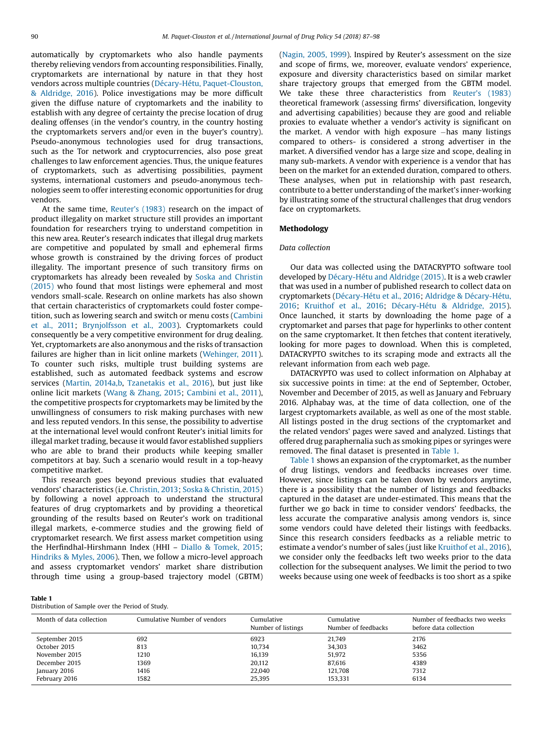automatically by cryptomarkets who also handle payments thereby relieving vendors from accounting responsibilities. Finally, cryptomarkets are international by nature in that they host vendors across multiple countries (Décary-Hétu, Paquet-Clouston, & Aldridge, 2016). Police investigations may be more difficult given the diffuse nature of cryptomarkets and the inability to establish with any degree of certainty the precise location of drug dealing offenses (in the vendor's country, in the country hosting the cryptomarkets servers and/or even in the buyer's country). Pseudo-anonymous technologies used for drug transactions, such as the Tor network and cryptocurrencies, also pose great challenges to law enforcement agencies. Thus, the unique features of cryptomarkets, such as advertising possibilities, payment systems, international customers and pseudo-anonymous technologies seem to offer interesting economic opportunities for drug vendors.

At the same time, Reuter's (1983) research on the impact of product illegality on market structure still provides an important foundation for researchers trying to understand competition in this new area. Reuter's research indicates that illegal drug markets are competitive and populated by small and ephemeral firms whose growth is constrained by the driving forces of product illegality. The important presence of such transitory firms on cryptomarkets has already been revealed by Soska and Christin (2015) who found that most listings were ephemeral and most vendors small-scale. Research on online markets has also shown that certain characteristics of cryptomarkets could foster competition, such as lowering search and switch or menu costs (Cambini et al., 2011; Brynjolfsson et al., 2003). Cryptomarkets could consequently be a very competitive environment for drug dealing. Yet, cryptomarkets are also anonymous and the risks of transaction failures are higher than in licit online markets (Wehinger, 2011). To counter such risks, multiple trust building systems are established, such as automated feedback systems and escrow services (Martin, 2014a,b, Tzanetakis et al., 2016), but just like online licit markets (Wang & Zhang, 2015; Cambini et al., 2011), the competitive prospects for cryptomarkets may be limited by the unwillingness of consumers to risk making purchases with new and less reputed vendors. In this sense, the possibility to advertise at the international level would confront Reuter's initial limits for illegal market trading, because it would favor established suppliers who are able to brand their products while keeping smaller competitors at bay. Such a scenario would result in a top-heavy competitive market.

This research goes beyond previous studies that evaluated vendors' characteristics (i.e. Christin, 2013; Soska & Christin, 2015) by following a novel approach to understand the structural features of drug cryptomarkets and by providing a theoretical grounding of the results based on Reuter's work on traditional illegal markets, e-commerce studies and the growing field of cryptomarket research. We first assess market competition using the Herfindhal-Hirshmann Index (HHI – Diallo & Tomek, 2015; Hindriks & Myles, 2006). Then, we follow a micro-level approach and assess cryptomarket vendors' market share distribution through time using a group-based trajectory model (GBTM) (Nagin, 2005, 1999). Inspired by Reuter's assessment on the size and scope of firms, we, moreover, evaluate vendors' experience, exposure and diversity characteristics based on similar market share trajectory groups that emerged from the GBTM model. We take these three characteristics from Reuter's (1983) theoretical framework (assessing firms' diversification, longevity and advertising capabilities) because they are good and reliable proxies to evaluate whether a vendor's activity is significant on the market. A vendor with high exposure –has many listings compared to others- is considered a strong advertiser in the market. A diversified vendor has a large size and scope, dealing in many sub-markets. A vendor with experience is a vendor that has been on the market for an extended duration, compared to others. These analyses, when put in relationship with past research, contribute to a better understanding of the market's inner-working by illustrating some of the structural challenges that drug vendors face on cryptomarkets.

## Methodology

### *Data collection*

Our data was collected using the DATACRYPTO software tool developed by Décary-Hétu and Aldridge (2015). It is a web crawler that was used in a number of published research to collect data on cryptomarkets (Décary-Hétu et al., 2016; Aldridge & Décary-Hétu, 2016; Kruithof et al., 2016; Décary-Hétu & Aldridge, 2015). Once launched, it starts by downloading the home page of a cryptomarket and parses that page for hyperlinks to other content on the same cryptomarket. It then fetches that content iteratively, looking for more pages to download. When this is completed, DATACRYPTO switches to its scraping mode and extracts all the relevant information from each web page.

DATACRYPTO was used to collect information on Alphabay at six successive points in time: at the end of September, October, November and December of 2015, as well as January and February 2016. Alphabay was, at the time of data collection, one of the largest cryptomarkets available, as well as one of the most stable. All listings posted in the drug sections of the cryptomarket and the related vendors' pages were saved and analyzed. Listings that offered drug paraphernalia such as smoking pipes or syringes were removed. The final dataset is presented in Table 1.

Table 1 shows an expansion of the cryptomarket, as the number of drug listings, vendors and feedbacks increases over time. However, since listings can be taken down by vendors anytime, there is a possibility that the number of listings and feedbacks captured in the dataset are under-estimated. This means that the further we go back in time to consider vendors' feedbacks, the less accurate the comparative analysis among vendors is, since some vendors could have deleted their listings with feedbacks. Since this research considers feedbacks as a reliable metric to estimate a vendor's number of sales (just like Kruithof et al., 2016), we consider only the feedbacks left two weeks prior to the data collection for the subsequent analyses. We limit the period to two weeks because using one week of feedbacks is too short as a spike

**Table 1**
Distribution of Sample over the Period of Study.

| Month of data collection | Cumulative Number of vendors | Cumulative Number of listings | Cumulative Number of feedbacks | Number of feedbacks two weeks before data collection |
|---|---|---|---|---|
| September 2015 | 692 | 6923 | 21,749 | 2176 |
| October 2015 | 813 | 10,734 | 34,303 | 3462 |
| November 2015 | 1210 | 16,139 | 51,972 | 5356 |
| December 2015 | 1369 | 20,112 | 87,616 | 4389 |
| January 2016 | 1416 | 22,040 | 121,708 | 7312 |
| February 2016 | 1582 | 25,395 | 153,331 | 6134 |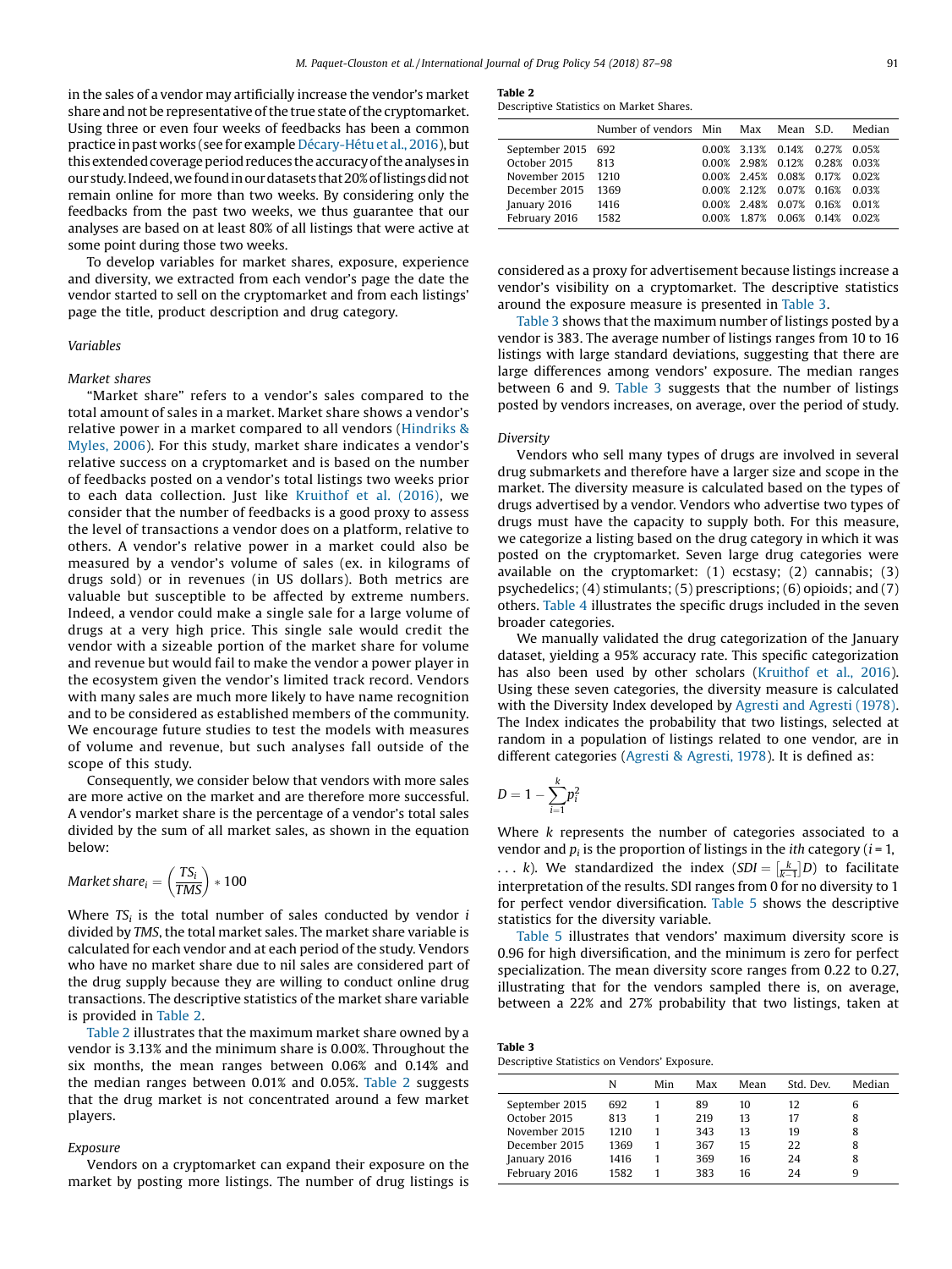in the sales of a vendor may artificially increase the vendor's market share and not be representative of the true state of the cryptomarket. Using three or even four weeks of feedbacks has been a common practice in past works (see for example Décary-Hétu et al., 2016), but this extended coverage period reduces the accuracy of the analyses in our study. Indeed, we found in our datasets that 20% of listings did not remain online for more than two weeks. By considering only the feedbacks from the past two weeks, we thus guarantee that our analyses are based on at least 80% of all listings that were active at some point during those two weeks.

To develop variables for market shares, exposure, experience and diversity, we extracted from each vendor's page the date the vendor started to sell on the cryptomarket and from each listings' page the title, product description and drug category.

### Variables

#### Market shares

"Market share" refers to a vendor's sales compared to the total amount of sales in a market. Market share shows a vendor's relative power in a market compared to all vendors (Hindriks & Myles, 2006). For this study, market share indicates a vendor's relative success on a cryptomarket and is based on the number of feedbacks posted on a vendor's total listings two weeks prior to each data collection. Just like Kruithof et al. (2016), we consider that the number of feedbacks is a good proxy to assess the level of transactions a vendor does on a platform, relative to others. A vendor's relative power in a market could also be measured by a vendor's volume of sales (ex. in kilograms of drugs sold) or in revenues (in US dollars). Both metrics are valuable but susceptible to be affected by extreme numbers. Indeed, a vendor could make a single sale for a large volume of drugs at a very high price. This single sale would credit the vendor with a sizeable portion of the market share for volume and revenue but would fail to make the vendor a power player in the ecosystem given the vendor's limited track record. Vendors with many sales are much more likely to have name recognition and to be considered as established members of the community. We encourage future studies to test the models with measures of volume and revenue, but such analyses fall outside of the scope of this study.

Consequently, we consider below that vendors with more sales are more active on the market and are therefore more successful. A vendor's market share is the percentage of a vendor's total sales divided by the sum of all market sales, as shown in the equation below:

$$Market\ share_i = \left(\frac{TS_i}{TMS}\right) * 100$$

Where $TS_i$ is the total number of sales conducted by vendor $i$ divided by $TMS$, the total market sales. The market share variable is calculated for each vendor and at each period of the study. Vendors who have no market share due to nil sales are considered part of the drug supply because they are willing to conduct online drug transactions. The descriptive statistics of the market share variable is provided in Table 2.

Table 2 illustrates that the maximum market share owned by a vendor is 3.13% and the minimum share is 0.00%. Throughout the six months, the mean ranges between 0.06% and 0.14% and the median ranges between 0.01% and 0.05%. Table 2 suggests that the drug market is not concentrated around a few market players.

**Table 2**
Descriptive Statistics on Market Shares.

| | Number of vendors | Min | Max | Mean | S.D. | Median |
|---|---|---|---|---|---|---|
| September 2015 | 692 | 0.00% | 3.13% | 0.14% | 0.27% | 0.05% |
| October 2015 | 813 | 0.00% | 2.98% | 0.12% | 0.28% | 0.03% |
| November 2015 | 1210 | 0.00% | 2.45% | 0.08% | 0.17% | 0.02% |
| December 2015 | 1369 | 0.00% | 2.12% | 0.07% | 0.16% | 0.03% |
| January 2016 | 1416 | 0.00% | 2.48% | 0.07% | 0.16% | 0.01% |
| February 2016 | 1582 | 0.00% | 1.87% | 0.06% | 0.14% | 0.02% |

#### Exposure

Vendors on a cryptomarket can expand their exposure on the market by posting more listings. The number of drug listings is considered as a proxy for advertisement because listings increase a vendor's visibility on a cryptomarket. The descriptive statistics around the exposure measure is presented in Table 3.

Table 3 shows that the maximum number of listings posted by a vendor is 383. The average number of listings ranges from 10 to 16 listings with large standard deviations, suggesting that there are large differences among vendors' exposure. The median ranges between 6 and 9. Table 3 suggests that the number of listings posted by vendors increases, on average, over the period of study.

#### Diversity

Vendors who sell many types of drugs are involved in several drug submarkets and therefore have a larger size and scope in the market. The diversity measure is calculated based on the types of drugs advertised by a vendor. Vendors who advertise two types of drugs must have the capacity to supply both. For this measure, we categorize a listing based on the drug category in which it was posted on the cryptomarket. Seven large drug categories were available on the cryptomarket: (1) ecstasy; (2) cannabis; (3) psychedelics; (4) stimulants; (5) prescriptions; (6) opioids; and (7) others. Table 4 illustrates the specific drugs included in the seven broader categories.

We manually validated the drug categorization of the January dataset, yielding a 95% accuracy rate. This specific categorization has also been used by other scholars (Kruithof et al., 2016). Using these seven categories, the diversity measure is calculated with the Diversity Index developed by Agresti and Agresti (1978). The Index indicates the probability that two listings, selected at random in a population of listings related to one vendor, are in different categories (Agresti & Agresti, 1978). It is defined as:

$$D = 1 - \sum_{i=1}^{k} p_i^2$$

Where $k$ represents the number of categories associated to a vendor and $p_i$ is the proportion of listings in the $ith$ category ($i = 1, \ldots k$). We standardized the index ($SDI = \left[\frac{k}{k-1}\right]D$) to facilitate interpretation of the results. SDI ranges from 0 for no diversity to 1 for perfect vendor diversification. Table 5 shows the descriptive statistics for the diversity variable.

Table 5 illustrates that vendors' maximum diversity score is 0.96 for high diversification, and the minimum is zero for perfect specialization. The mean diversity score ranges from 0.22 to 0.27, illustrating that for the vendors sampled there is, on average, between a 22% and 27% probability that two listings, taken at

**Table 3**
Descriptive Statistics on Vendors' Exposure.

| | N | Min | Max | Mean | Std. Dev. | Median |
|---|---|---|---|---|---|---|
| September 2015 | 692 | 1 | 89 | 10 | 12 | 6 |
| October 2015 | 813 | 1 | 219 | 13 | 17 | 8 |
| November 2015 | 1210 | 1 | 343 | 13 | 19 | 8 |
| December 2015 | 1369 | 1 | 367 | 15 | 22 | 8 |
| January 2016 | 1416 | 1 | 369 | 16 | 24 | 8 |
| February 2016 | 1582 | 1 | 383 | 16 | 24 | 9 |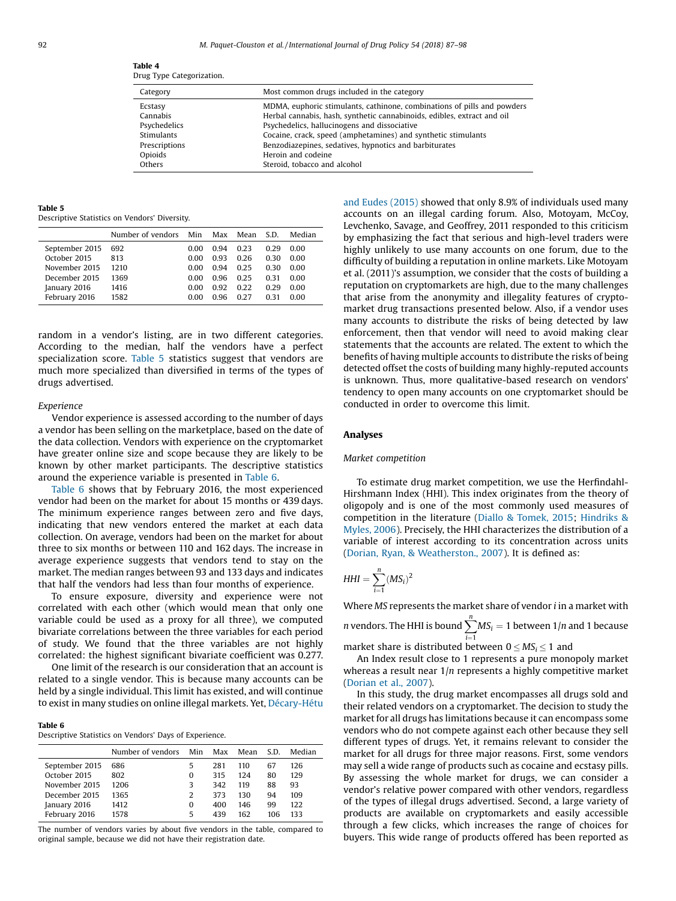**Table 4**
Drug Type Categorization.

| Category | Most common drugs included in the category |
|---|---|
| Ecstasy | MDMA, euphoric stimulants, cathinone, combinations of pills and powders |
| Cannabis | Herbal cannabis, hash, synthetic cannabinoids, edibles, extract and oil |
| Psychedelics | Psychedelics, hallucinogens and dissociative |
| Stimulants | Cocaine, crack, speed (amphetamines) and synthetic stimulants |
| Prescriptions | Benzodiazepines, sedatives, hypnotics and barbiturates |
| Opioids | Heroin and codeine |
| Others | Steroid, tobacco and alcohol |

**Table 5**
Descriptive Statistics on Vendors' Diversity.

| | Number of vendors | Min | Max | Mean | S.D. | Median |
|---|---|---|---|---|---|---|
| September 2015 | 692 | 0.00 | 0.94 | 0.23 | 0.29 | 0.00 |
| October 2015 | 813 | 0.00 | 0.93 | 0.26 | 0.30 | 0.00 |
| November 2015 | 1210 | 0.00 | 0.94 | 0.25 | 0.30 | 0.00 |
| December 2015 | 1369 | 0.00 | 0.96 | 0.25 | 0.31 | 0.00 |
| January 2016 | 1416 | 0.00 | 0.92 | 0.22 | 0.29 | 0.00 |
| February 2016 | 1582 | 0.00 | 0.96 | 0.27 | 0.31 | 0.00 |

random in a vendor's listing, are in two different categories. According to the median, half the vendors have a perfect specialization score. Table 5 statistics suggest that vendors are much more specialized than diversified in terms of the types of drugs advertised.

*Experience*

Vendor experience is assessed according to the number of days a vendor has been selling on the marketplace, based on the date of the data collection. Vendors with experience on the cryptomarket have greater online size and scope because they are likely to be known by other market participants. The descriptive statistics around the experience variable is presented in Table 6.

Table 6 shows that by February 2016, the most experienced vendor had been on the market for about 15 months or 439 days. The minimum experience ranges between zero and five days, indicating that new vendors entered the market at each data collection. On average, vendors had been on the market for about three to six months or between 110 and 162 days. The increase in average experience suggests that vendors tend to stay on the market. The median ranges between 93 and 133 days and indicates that half the vendors had less than four months of experience.

To ensure exposure, diversity and experience were not correlated with each other (which would mean that only one variable could be used as a proxy for all three), we computed bivariate correlations between the three variables for each period of study. We found that the three variables are not highly correlated: the highest significant bivariate coefficient was 0.277.

One limit of the research is our consideration that an account is related to a single vendor. This is because many accounts can be held by a single individual. This limit has existed, and will continue to exist in many studies on online illegal markets. Yet, Décary-Hétu and Eudes (2015) showed that only 8.9% of individuals used many accounts on an illegal carding forum. Also, Motoyam, McCoy, Levchenko, Savage, and Geoffrey, 2011 responded to this criticism by emphasizing the fact that serious and high-level traders were highly unlikely to use many accounts on one forum, due to the difficulty of building a reputation in online markets. Like Motoyam et al. (2011)'s assumption, we consider that the costs of building a reputation on cryptomarkets are high, due to the many challenges that arise from the anonymity and illegality features of cryptomarket drug transactions presented below. Also, if a vendor uses many accounts to distribute the risks of being detected by law enforcement, then that vendor will need to avoid making clear statements that the accounts are related. The extent to which the benefits of having multiple accounts to distribute the risks of being detected offset the costs of building many highly-reputed accounts is unknown. Thus, more qualitative-based research on vendors' tendency to open many accounts on one cryptomarket should be conducted in order to overcome this limit.

**Table 6**
Descriptive Statistics on Vendors' Days of Experience.

| | Number of vendors | Min | Max | Mean | S.D. | Median |
|---|---|---|---|---|---|---|
| September 2015 | 686 | 5 | 281 | 110 | 67 | 126 |
| October 2015 | 802 | 0 | 315 | 124 | 80 | 129 |
| November 2015 | 1206 | 3 | 342 | 119 | 88 | 93 |
| December 2015 | 1365 | 2 | 373 | 130 | 94 | 109 |
| January 2016 | 1412 | 0 | 400 | 146 | 99 | 122 |
| February 2016 | 1578 | 5 | 439 | 162 | 106 | 133 |

The number of vendors varies by about five vendors in the table, compared to original sample, because we did not have their registration date.

## Analyses

*Market competition*

To estimate drug market competition, we use the Herfindahl-Hirshmann Index (HHI). This index originates from the theory of oligopoly and is one of the most commonly used measures of competition in the literature (Diallo & Tomek, 2015; Hindriks & Myles, 2006). Precisely, the HHI characterizes the distribution of a variable of interest according to its concentration across units (Dorian, Ryan, & Weatherston., 2007). It is defined as:

$$HHI = \sum_{i=1}^{n} (MS_i)^2$$

Where *MS* represents the market share of vendor *i* in a market with *n* vendors. The HHI is bound $\sum_{i=1}^{n} MS_i = 1$ between $1/n$ and 1 because market share is distributed between $0 \leq MS_i \leq 1$ and

An Index result close to 1 represents a pure monopoly market whereas a result near $1/n$ represents a highly competitive market (Dorian et al., 2007).

In this study, the drug market encompasses all drugs sold and their related vendors on a cryptomarket. The decision to study the market for all drugs has limitations because it can encompass some vendors who do not compete against each other because they sell different types of drugs. Yet, it remains relevant to consider the market for all drugs for three major reasons. First, some vendors may sell a wide range of products such as cocaine and ecstasy pills. By assessing the whole market for drugs, we can consider a vendor's relative power compared with other vendors, regardless of the types of illegal drugs advertised. Second, a large variety of products are available on cryptomarkets and easily accessible through a few clicks, which increases the range of choices for buyers. This wide range of products offered has been reported as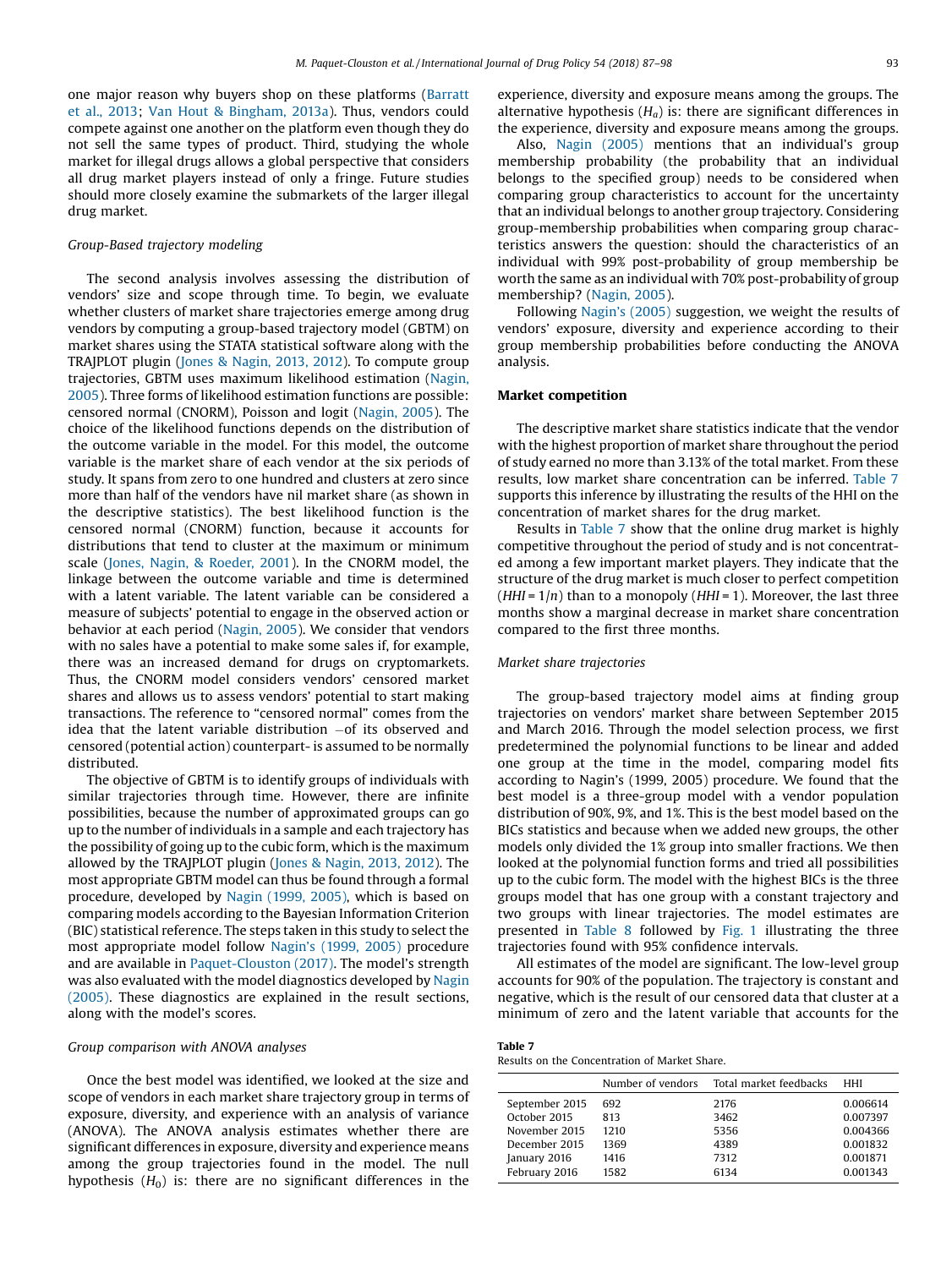one major reason why buyers shop on these platforms (Barratt et al., 2013; Van Hout & Bingham, 2013a). Thus, vendors could compete against one another on the platform even though they do not sell the same types of product. Third, studying the whole market for illegal drugs allows a global perspective that considers all drug market players instead of only a fringe. Future studies should more closely examine the submarkets of the larger illegal drug market.

### *Group-Based trajectory modeling*

The second analysis involves assessing the distribution of vendors' size and scope through time. To begin, we evaluate whether clusters of market share trajectories emerge among drug vendors by computing a group-based trajectory model (GBTM) on market shares using the STATA statistical software along with the TRAJPLOT plugin (Jones & Nagin, 2013, 2012). To compute group trajectories, GBTM uses maximum likelihood estimation (Nagin, 2005). Three forms of likelihood estimation functions are possible: censored normal (CNORM), Poisson and logit (Nagin, 2005). The choice of the likelihood functions depends on the distribution of the outcome variable in the model. For this model, the outcome variable is the market share of each vendor at the six periods of study. It spans from zero to one hundred and clusters at zero since more than half of the vendors have nil market share (as shown in the descriptive statistics). The best likelihood function is the censored normal (CNORM) function, because it accounts for distributions that tend to cluster at the maximum or minimum scale (Jones, Nagin, & Roeder, 2001). In the CNORM model, the linkage between the outcome variable and time is determined with a latent variable. The latent variable can be considered a measure of subjects' potential to engage in the observed action or behavior at each period (Nagin, 2005). We consider that vendors with no sales have a potential to make some sales if, for example, there was an increased demand for drugs on cryptomarkets. Thus, the CNORM model considers vendors' censored market shares and allows us to assess vendors' potential to start making transactions. The reference to "censored normal" comes from the idea that the latent variable distribution –of its observed and censored (potential action) counterpart- is assumed to be normally distributed.

The objective of GBTM is to identify groups of individuals with similar trajectories through time. However, there are infinite possibilities, because the number of approximated groups can go up to the number of individuals in a sample and each trajectory has the possibility of going up to the cubic form, which is the maximum allowed by the TRAJPLOT plugin (Jones & Nagin, 2013, 2012). The most appropriate GBTM model can thus be found through a formal procedure, developed by Nagin (1999, 2005), which is based on comparing models according to the Bayesian Information Criterion (BIC) statistical reference. The steps taken in this study to select the most appropriate model follow Nagin's (1999, 2005) procedure and are available in Paquet-Clouston (2017). The model's strength was also evaluated with the model diagnostics developed by Nagin (2005). These diagnostics are explained in the result sections, along with the model's scores.

### *Group comparison with ANOVA analyses*

Once the best model was identified, we looked at the size and scope of vendors in each market share trajectory group in terms of exposure, diversity, and experience with an analysis of variance (ANOVA). The ANOVA analysis estimates whether there are significant differences in exposure, diversity and experience means among the group trajectories found in the model. The null hypothesis ($H_0$) is: there are no significant differences in the experience, diversity and exposure means among the groups. The alternative hypothesis ($H_a$) is: there are significant differences in the experience, diversity and exposure means among the groups.

Also, Nagin (2005) mentions that an individual's group membership probability (the probability that an individual belongs to the specified group) needs to be considered when comparing group characteristics to account for the uncertainty that an individual belongs to another group trajectory. Considering group-membership probabilities when comparing group characteristics answers the question: should the characteristics of an individual with 99% post-probability of group membership be worth the same as an individual with 70% post-probability of group membership? (Nagin, 2005).

Following Nagin's (2005) suggestion, we weight the results of vendors' exposure, diversity and experience according to their group membership probabilities before conducting the ANOVA analysis.

## Market competition

The descriptive market share statistics indicate that the vendor with the highest proportion of market share throughout the period of study earned no more than 3.13% of the total market. From these results, low market share concentration can be inferred. Table 7 supports this inference by illustrating the results of the HHI on the concentration of market shares for the drug market.

Results in Table 7 show that the online drug market is highly competitive throughout the period of study and is not concentrated among a few important market players. They indicate that the structure of the drug market is much closer to perfect competition ($HHI = 1/n$) than to a monopoly ($HHI = 1$). Moreover, the last three months show a marginal decrease in market share concentration compared to the first three months.

### *Market share trajectories*

The group-based trajectory model aims at finding group trajectories on vendors' market share between September 2015 and March 2016. Through the model selection process, we first predetermined the polynomial functions to be linear and added one group at the time in the model, comparing model fits according to Nagin's (1999, 2005) procedure. We found that the best model is a three-group model with a vendor population distribution of 90%, 9%, and 1%. This is the best model based on the BICs statistics and because when we added new groups, the other models only divided the 1% group into smaller fractions. We then looked at the polynomial function forms and tried all possibilities up to the cubic form. The model with the highest BICs is the three groups model that has one group with a constant trajectory and two groups with linear trajectories. The model estimates are presented in Table 8 followed by Fig. 1 illustrating the three trajectories found with 95% confidence intervals.

All estimates of the model are significant. The low-level group accounts for 90% of the population. The trajectory is constant and negative, which is the result of our censored data that cluster at a minimum of zero and the latent variable that accounts for the

**Table 7**
Results on the Concentration of Market Share.

| | Number of vendors | Total market feedbacks | HHI |
|---|---|---|---|
| September 2015 | 692 | 2176 | 0.006614 |
| October 2015 | 813 | 3462 | 0.007397 |
| November 2015 | 1210 | 5356 | 0.004366 |
| December 2015 | 1369 | 4389 | 0.001832 |
| January 2016 | 1416 | 7312 | 0.001871 |
| February 2016 | 1582 | 6134 | 0.001343 |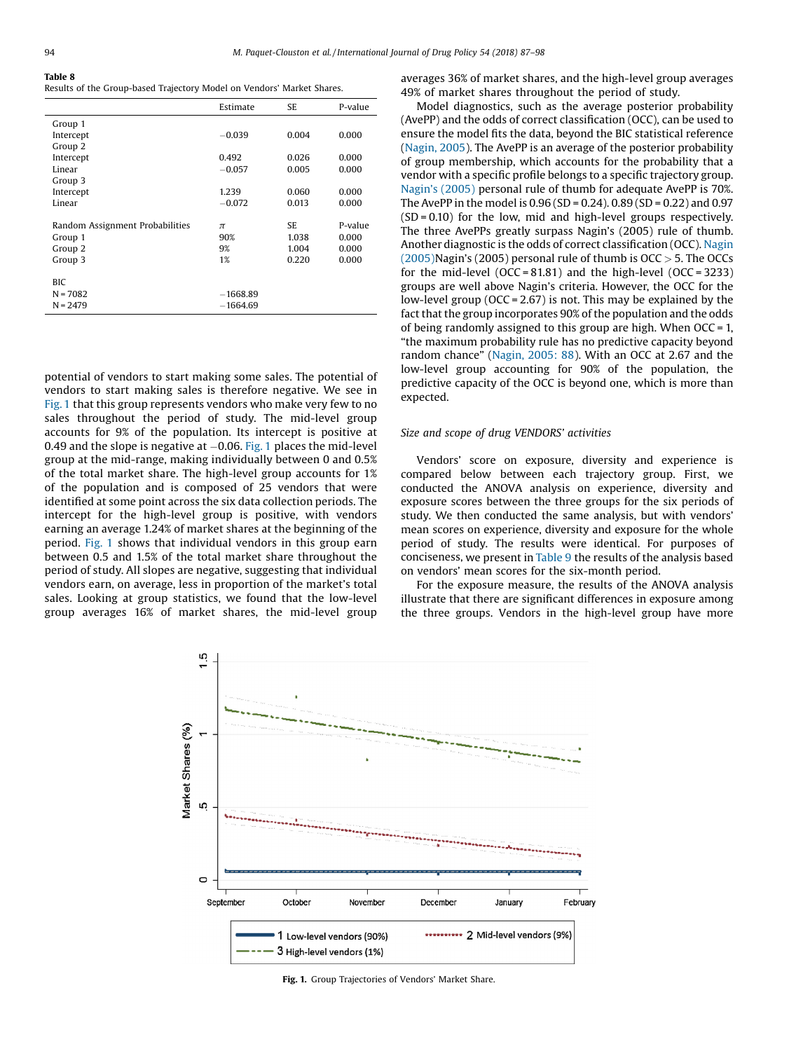**Table 8**
Results of the Group-based Trajectory Model on Vendors' Market Shares.

| | Estimate | SE | P-value |
|---|---|---|---|
| Group 1 | | | |
| Intercept | −0.039 | 0.004 | 0.000 |
| Group 2 | | | |
| Intercept | 0.492 | 0.026 | 0.000 |
| Linear | −0.057 | 0.005 | 0.000 |
| Group 3 | | | |
| Intercept | 1.239 | 0.060 | 0.000 |
| Linear | −0.072 | 0.013 | 0.000 |
| | | | |
| Random Assignment Probabilities | $\pi$ | SE | P-value |
| Group 1 | 90% | 1.038 | 0.000 |
| Group 2 | 9% | 1.004 | 0.000 |
| Group 3 | 1% | 0.220 | 0.000 |
| | | | |
| BIC | | | |
| N = 7082 | −1668.89 | | |
| N = 2479 | −1664.69 | | |

potential of vendors to start making some sales. The potential of vendors to start making sales is therefore negative. We see in Fig. 1 that this group represents vendors who make very few to no sales throughout the period of study. The mid-level group accounts for 9% of the population. Its intercept is positive at 0.49 and the slope is negative at −0.06. Fig. 1 places the mid-level group at the mid-range, making individually between 0 and 0.5% of the total market share. The high-level group accounts for 1% of the population and is composed of 25 vendors that were identified at some point across the six data collection periods. The intercept for the high-level group is positive, with vendors earning an average 1.24% of market shares at the beginning of the period. Fig. 1 shows that individual vendors in this group earn between 0.5 and 1.5% of the total market share throughout the period of study. All slopes are negative, suggesting that individual vendors earn, on average, less in proportion of the market's total sales. Looking at group statistics, we found that the low-level group averages 16% of market shares, the mid-level group averages 36% of market shares, and the high-level group averages 49% of market shares throughout the period of study.

Model diagnostics, such as the average posterior probability (AvePP) and the odds of correct classification (OCC), can be used to ensure the model fits the data, beyond the BIC statistical reference (Nagin, 2005). The AvePP is an average of the posterior probability of group membership, which accounts for the probability that a vendor with a specific profile belongs to a specific trajectory group. Nagin's (2005) personal rule of thumb for adequate AvePP is 70%. The AvePP in the model is 0.96 (SD = 0.24). 0.89 (SD = 0.22) and 0.97 (SD = 0.10) for the low, mid and high-level groups respectively. The three AvePPs greatly surpass Nagin's (2005) rule of thumb. Another diagnostic is the odds of correct classification (OCC). Nagin (2005)Nagin's (2005) personal rule of thumb is OCC > 5. The OCCs for the mid-level (OCC = 81.81) and the high-level (OCC = 3233) groups are well above Nagin's criteria. However, the OCC for the low-level group (OCC = 2.67) is not. This may be explained by the fact that the group incorporates 90% of the population and the odds of being randomly assigned to this group are high. When OCC = 1, "the maximum probability rule has no predictive capacity beyond random chance" (Nagin, 2005: 88). With an OCC at 2.67 and the low-level group accounting for 90% of the population, the predictive capacity of the OCC is beyond one, which is more than expected.

### *Size and scope of drug VENDORS' activities*

Vendors' score on exposure, diversity and experience is compared below between each trajectory group. First, we conducted the ANOVA analysis on experience, diversity and exposure scores between the three groups for the six periods of study. We then conducted the same analysis, but with vendors' mean scores on experience, diversity and exposure for the whole period of study. The results were identical. For purposes of conciseness, we present in Table 9 the results of the analysis based on vendors' mean scores for the six-month period.

For the exposure measure, the results of the ANOVA analysis illustrate that there are significant differences in exposure among the three groups. Vendors in the high-level group have more

**Fig. 1.** Group Trajectories of Vendors' Market Share.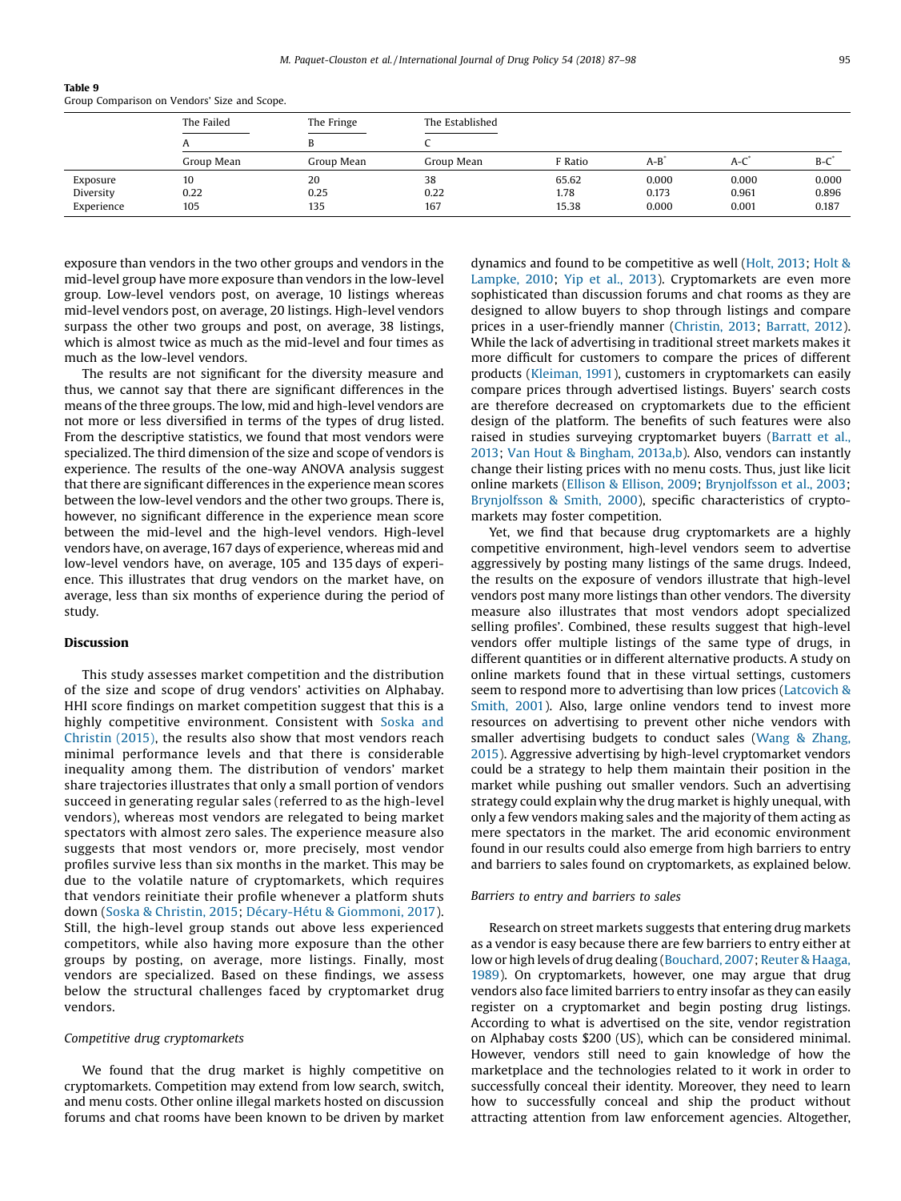**Table 9**
Group Comparison on Vendors' Size and Scope.

| | The Failed | The Fringe | The Established | | | | |
|---|---|---|---|---|---|---|---|
| | A | B | C | | | | |
| | Group Mean | Group Mean | Group Mean | F Ratio | A-B* | A-C* | B-C* |
| Exposure | 10 | 20 | 38 | 65.62 | 0.000 | 0.000 | 0.000 |
| Diversity | 0.22 | 0.25 | 0.22 | 1.78 | 0.173 | 0.961 | 0.896 |
| Experience | 105 | 135 | 167 | 15.38 | 0.000 | 0.001 | 0.187 |

exposure than vendors in the two other groups and vendors in the mid-level group have more exposure than vendors in the low-level group. Low-level vendors post, on average, 10 listings whereas mid-level vendors post, on average, 20 listings. High-level vendors surpass the other two groups and post, on average, 38 listings, which is almost twice as much as the mid-level and four times as much as the low-level vendors.

The results are not significant for the diversity measure and thus, we cannot say that there are significant differences in the means of the three groups. The low, mid and high-level vendors are not more or less diversified in terms of the types of drug listed. From the descriptive statistics, we found that most vendors were specialized. The third dimension of the size and scope of vendors is experience. The results of the one-way ANOVA analysis suggest that there are significant differences in the experience mean scores between the low-level vendors and the other two groups. There is, however, no significant difference in the experience mean score between the mid-level and the high-level vendors. High-level vendors have, on average, 167 days of experience, whereas mid and low-level vendors have, on average, 105 and 135 days of experience. This illustrates that drug vendors on the market have, on average, less than six months of experience during the period of study.

## Discussion

This study assesses market competition and the distribution of the size and scope of drug vendors' activities on Alphabay. HHI score findings on market competition suggest that this is a highly competitive environment. Consistent with Soska and Christin (2015), the results also show that most vendors reach minimal performance levels and that there is considerable inequality among them. The distribution of vendors' market share trajectories illustrates that only a small portion of vendors succeed in generating regular sales (referred to as the high-level vendors), whereas most vendors are relegated to being market spectators with almost zero sales. The experience measure also suggests that most vendors or, more precisely, most vendor profiles survive less than six months in the market. This may be due to the volatile nature of cryptomarkets, which requires that vendors reinitiate their profile whenever a platform shuts down (Soska & Christin, 2015; Décary-Hétu & Giommoni, 2017). Still, the high-level group stands out above less experienced competitors, while also having more exposure than the other groups by posting, on average, more listings. Finally, most vendors are specialized. Based on these findings, we assess below the structural challenges faced by cryptomarket drug vendors.

### *Competitive drug cryptomarkets*

We found that the drug market is highly competitive on cryptomarkets. Competition may extend from low search, switch, and menu costs. Other online illegal markets hosted on discussion forums and chat rooms have been known to be driven by market dynamics and found to be competitive as well (Holt, 2013; Holt & Lampke, 2010; Yip et al., 2013). Cryptomarkets are even more sophisticated than discussion forums and chat rooms as they are designed to allow buyers to shop through listings and compare prices in a user-friendly manner (Christin, 2013; Barratt, 2012). While the lack of advertising in traditional street markets makes it more difficult for customers to compare the prices of different products (Kleiman, 1991), customers in cryptomarkets can easily compare prices through advertised listings. Buyers' search costs are therefore decreased on cryptomarkets due to the efficient design of the platform. The benefits of such features were also raised in studies surveying cryptomarket buyers (Barratt et al., 2013; Van Hout & Bingham, 2013a,b). Also, vendors can instantly change their listing prices with no menu costs. Thus, just like licit online markets (Ellison & Ellison, 2009; Brynjolfsson et al., 2003; Brynjolfsson & Smith, 2000), specific characteristics of cryptomarkets may foster competition.

Yet, we find that because drug cryptomarkets are a highly competitive environment, high-level vendors seem to advertise aggressively by posting many listings of the same drugs. Indeed, the results on the exposure of vendors illustrate that high-level vendors post many more listings than other vendors. The diversity measure also illustrates that most vendors adopt specialized selling profiles'. Combined, these results suggest that high-level vendors offer multiple listings of the same type of drugs, in different quantities or in different alternative products. A study on online markets found that in these virtual settings, customers seem to respond more to advertising than low prices (Latcovich & Smith, 2001). Also, large online vendors tend to invest more resources on advertising to prevent other niche vendors with smaller advertising budgets to conduct sales (Wang & Zhang, 2015). Aggressive advertising by high-level cryptomarket vendors could be a strategy to help them maintain their position in the market while pushing out smaller vendors. Such an advertising strategy could explain why the drug market is highly unequal, with only a few vendors making sales and the majority of them acting as mere spectators in the market. The arid economic environment found in our results could also emerge from high barriers to entry and barriers to sales found on cryptomarkets, as explained below.

### *Barriers to entry and barriers to sales*

Research on street markets suggests that entering drug markets as a vendor is easy because there are few barriers to entry either at low or high levels of drug dealing (Bouchard, 2007; Reuter & Haaga, 1989). On cryptomarkets, however, one may argue that drug vendors also face limited barriers to entry insofar as they can easily register on a cryptomarket and begin posting drug listings. According to what is advertised on the site, vendor registration on Alphabay costs $200 (US), which can be considered minimal. However, vendors still need to gain knowledge of how the marketplace and the technologies related to it work in order to successfully conceal their identity. Moreover, they need to learn how to successfully conceal and ship the product without attracting attention from law enforcement agencies. Altogether,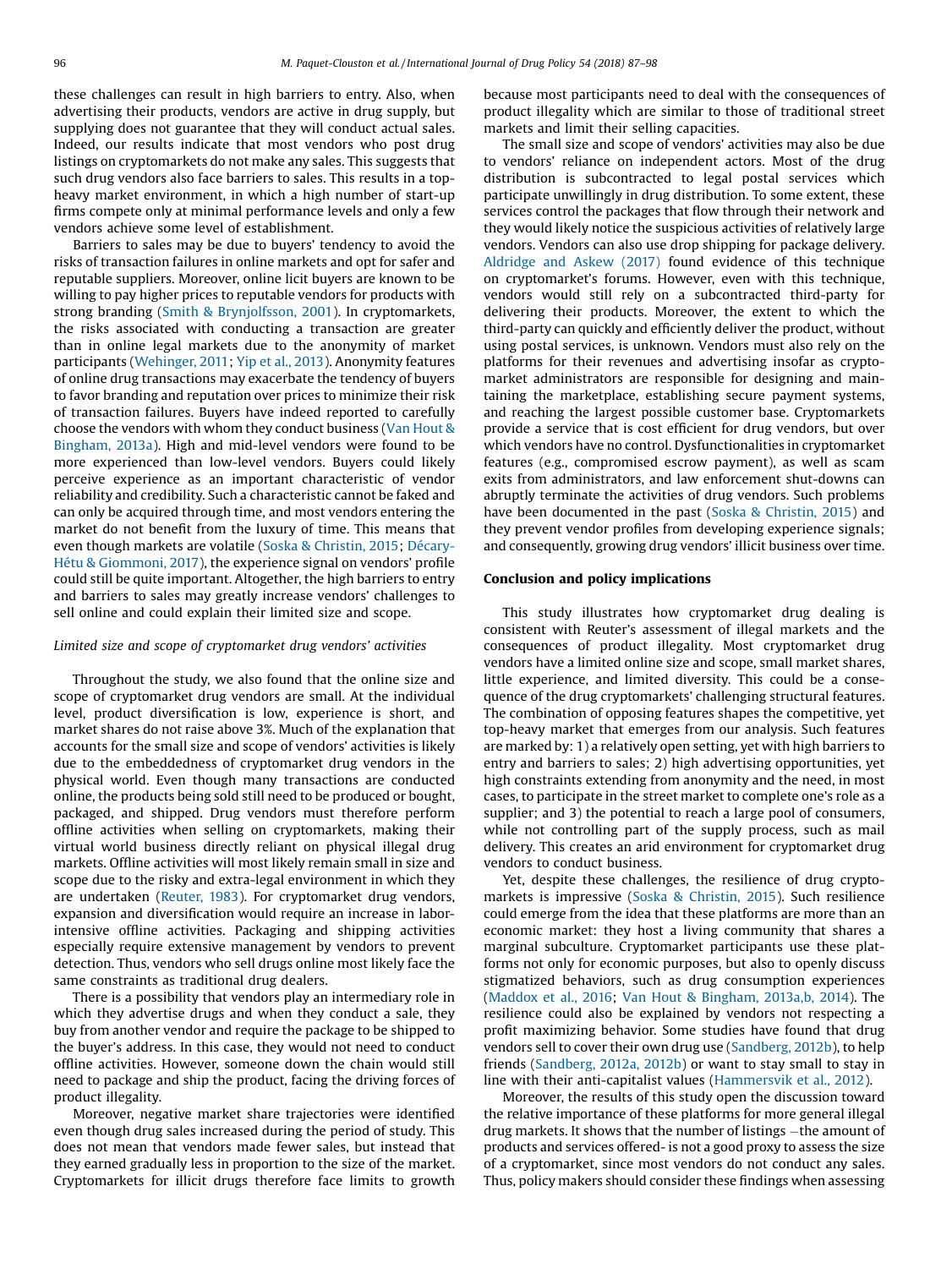these challenges can result in high barriers to entry. Also, when advertising their products, vendors are active in drug supply, but supplying does not guarantee that they will conduct actual sales. Indeed, our results indicate that most vendors who post drug listings on cryptomarkets do not make any sales. This suggests that such drug vendors also face barriers to sales. This results in a top-heavy market environment, in which a high number of start-up firms compete only at minimal performance levels and only a few vendors achieve some level of establishment.

Barriers to sales may be due to buyers' tendency to avoid the risks of transaction failures in online markets and opt for safer and reputable suppliers. Moreover, online licit buyers are known to be willing to pay higher prices to reputable vendors for products with strong branding (Smith & Brynjolfsson, 2001). In cryptomarkets, the risks associated with conducting a transaction are greater than in online legal markets due to the anonymity of market participants (Wehinger, 2011; Yip et al., 2013). Anonymity features of online drug transactions may exacerbate the tendency of buyers to favor branding and reputation over prices to minimize their risk of transaction failures. Buyers have indeed reported to carefully choose the vendors with whom they conduct business (Van Hout & Bingham, 2013a). High and mid-level vendors were found to be more experienced than low-level vendors. Buyers could likely perceive experience as an important characteristic of vendor reliability and credibility. Such a characteristic cannot be faked and can only be acquired through time, and most vendors entering the market do not benefit from the luxury of time. This means that even though markets are volatile (Soska & Christin, 2015; Décary-Hétu & Giommoni, 2017), the experience signal on vendors' profile could still be quite important. Altogether, the high barriers to entry and barriers to sales may greatly increase vendors' challenges to sell online and could explain their limited size and scope.

*Limited size and scope of cryptomarket drug vendors' activities*

Throughout the study, we also found that the online size and scope of cryptomarket drug vendors are small. At the individual level, product diversification is low, experience is short, and market shares do not raise above 3%. Much of the explanation that accounts for the small size and scope of vendors' activities is likely due to the embeddedness of cryptomarket drug vendors in the physical world. Even though many transactions are conducted online, the products being sold still need to be produced or bought, packaged, and shipped. Drug vendors must therefore perform offline activities when selling on cryptomarkets, making their virtual world business directly reliant on physical illegal drug markets. Offline activities will most likely remain small in size and scope due to the risky and extra-legal environment in which they are undertaken (Reuter, 1983). For cryptomarket drug vendors, expansion and diversification would require an increase in labor-intensive offline activities. Packaging and shipping activities especially require extensive management by vendors to prevent detection. Thus, vendors who sell drugs online most likely face the same constraints as traditional drug dealers.

There is a possibility that vendors play an intermediary role in which they advertise drugs and when they conduct a sale, they buy from another vendor and require the package to be shipped to the buyer's address. In this case, they would not need to conduct offline activities. However, someone down the chain would still need to package and ship the product, facing the driving forces of product illegality.

Moreover, negative market share trajectories were identified even though drug sales increased during the period of study. This does not mean that vendors made fewer sales, but instead that they earned gradually less in proportion to the size of the market. Cryptomarkets for illicit drugs therefore face limits to growth because most participants need to deal with the consequences of product illegality which are similar to those of traditional street markets and limit their selling capacities.

The small size and scope of vendors' activities may also be due to vendors' reliance on independent actors. Most of the drug distribution is subcontracted to legal postal services which participate unwillingly in drug distribution. To some extent, these services control the packages that flow through their network and they would likely notice the suspicious activities of relatively large vendors. Vendors can also use drop shipping for package delivery. Aldridge and Askew (2017) found evidence of this technique on cryptomarket's forums. However, even with this technique, vendors would still rely on a subcontracted third-party for delivering their products. Moreover, the extent to which the third-party can quickly and efficiently deliver the product, without using postal services, is unknown. Vendors must also rely on the platforms for their revenues and advertising insofar as cryptomarket administrators are responsible for designing and maintaining the marketplace, establishing secure payment systems, and reaching the largest possible customer base. Cryptomarkets provide a service that is cost efficient for drug vendors, but over which vendors have no control. Dysfunctionalities in cryptomarket features (e.g., compromised escrow payment), as well as scam exits from administrators, and law enforcement shut-downs can abruptly terminate the activities of drug vendors. Such problems have been documented in the past (Soska & Christin, 2015) and they prevent vendor profiles from developing experience signals; and consequently, growing drug vendors' illicit business over time.

## Conclusion and policy implications

This study illustrates how cryptomarket drug dealing is consistent with Reuter's assessment of illegal markets and the consequences of product illegality. Most cryptomarket drug vendors have a limited online size and scope, small market shares, little experience, and limited diversity. This could be a consequence of the drug cryptomarkets' challenging structural features. The combination of opposing features shapes the competitive, yet top-heavy market that emerges from our analysis. Such features are marked by: 1) a relatively open setting, yet with high barriers to entry and barriers to sales; 2) high advertising opportunities, yet high constraints extending from anonymity and the need, in most cases, to participate in the street market to complete one's role as a supplier; and 3) the potential to reach a large pool of consumers, while not controlling part of the supply process, such as mail delivery. This creates an arid environment for cryptomarket drug vendors to conduct business.

Yet, despite these challenges, the resilience of drug cryptomarkets is impressive (Soska & Christin, 2015). Such resilience could emerge from the idea that these platforms are more than an economic market: they host a living community that shares a marginal subculture. Cryptomarket participants use these platforms not only for economic purposes, but also to openly discuss stigmatized behaviors, such as drug consumption experiences (Maddox et al., 2016; Van Hout & Bingham, 2013a,b, 2014). The resilience could also be explained by vendors not respecting a profit maximizing behavior. Some studies have found that drug vendors sell to cover their own drug use (Sandberg, 2012b), to help friends (Sandberg, 2012a, 2012b) or want to stay small to stay in line with their anti-capitalist values (Hammersvik et al., 2012).

Moreover, the results of this study open the discussion toward the relative importance of these platforms for more general illegal drug markets. It shows that the number of listings –the amount of products and services offered- is not a good proxy to assess the size of a cryptomarket, since most vendors do not conduct any sales. Thus, policy makers should consider these findings when assessing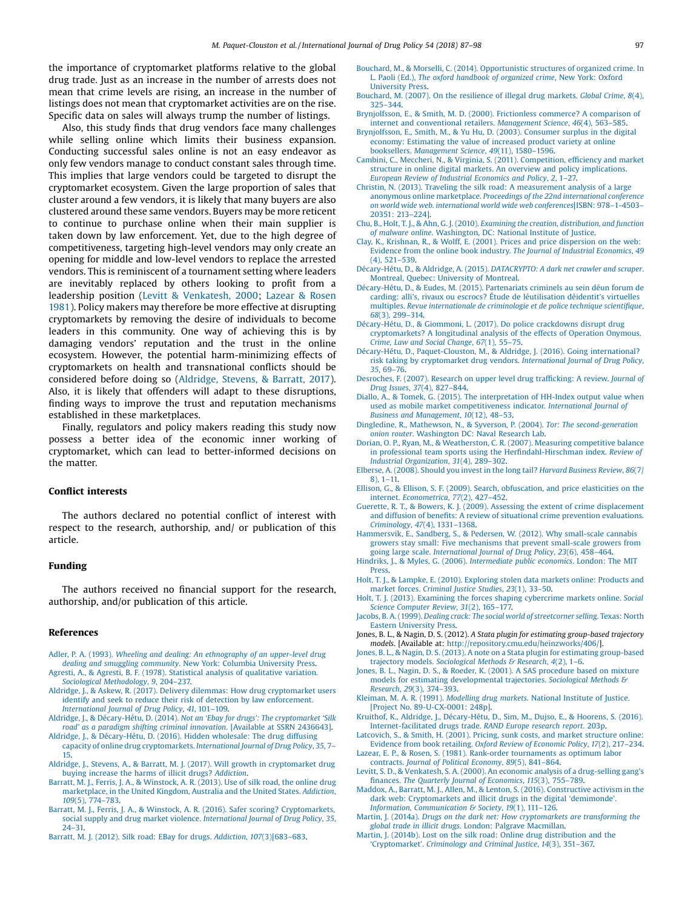the importance of cryptomarket platforms relative to the global drug trade. Just as an increase in the number of arrests does not mean that crime levels are rising, an increase in the number of listings does not mean that cryptomarket activities are on the rise. Specific data on sales will always trump the number of listings.

Also, this study finds that drug vendors face many challenges while selling online which limits their business expansion. Conducting successful sales online is not an easy endeavor as only few vendors manage to conduct constant sales through time. This implies that large vendors could be targeted to disrupt the cryptomarket ecosystem. Given the large proportion of sales that cluster around a few vendors, it is likely that many buyers are also clustered around these same vendors. Buyers may be more reticent to continue to purchase online when their main supplier is taken down by law enforcement. Yet, due to the high degree of competitiveness, targeting high-level vendors may only create an opening for middle and low-level vendors to replace the arrested vendors. This is reminiscent of a tournament setting where leaders are inevitably replaced by others looking to profit from a leadership position (Levitt & Venkatesh, 2000; Lazear & Rosen 1981). Policy makers may therefore be more effective at disrupting cryptomarkets by removing the desire of individuals to become leaders in this community. One way of achieving this is by damaging vendors' reputation and the trust in the online ecosystem. However, the potential harm-minimizing effects of cryptomarkets on health and transnational conflicts should be considered before doing so (Aldridge, Stevens, & Barratt, 2017). Also, it is likely that offenders will adapt to these disruptions, finding ways to improve the trust and reputation mechanisms established in these marketplaces.

Finally, regulators and policy makers reading this study now possess a better idea of the economic inner working of cryptomarket, which can lead to better-informed decisions on the matter.

## Conflict interests

The authors declared no potential conflict of interest with respect to the research, authorship, and/ or publication of this article.

## Funding

The authors received no financial support for the research, authorship, and/or publication of this article.

## References

Adler, P. A. (1993). *Wheeling and dealing: An ethnography of an upper-level drug dealing and smuggling community*. New York: Columbia University Press.

Agresti, A., & Agresti, B. F. (1978). Statistical analysis of qualitative variation. *Sociological Methodology*, *9*, 204–237.

Aldridge, J., & Askew, R. (2017). Delivery dilemmas: How drug cryptomarket users identify and seek to reduce their risk of detection by law enforcement. *International Journal of Drug Policy*, *41*, 101–109.

Aldridge, J., & Décary-Hétu, D. (2014). *Not an 'Ebay for drugs': The cryptomarket 'Silk road' as a paradigm shifting criminal innovation*. [Available at SSRN 2436643].

Aldridge, J., & Décary-Hétu, D. (2016). Hidden wholesale: The drug diffusing capacity of online drug cryptomarkets. *International Journal of Drug Policy*, *35*, 7–15.

Aldridge, J., Stevens, A., & Barratt, M. J. (2017). Will growth in cryptomarket drug buying increase the harms of illicit drugs? *Addiction*.

Barratt, M. J., Ferris, J. A., & Winstock, A. R. (2013). Use of silk road, the online drug marketplace, in the United Kingdom, Australia and the United States. *Addiction*, *109*(5), 774–783.

Barratt, M. J., Ferris, J. A., & Winstock, A. R. (2016). Safer scoring? Cryptomarkets, social supply and drug market violence. *International Journal of Drug Policy*, *35*, 24–31.

Barratt, M. J. (2012). Silk road: EBay for drugs. *Addiction*, *107*(3)[683–683.

Bouchard, M., & Morselli, C. (2014). Opportunistic structures of organized crime. In L. Paoli (Ed.), *The oxford handbook of organized crime*, New York: Oxford University Press.

Bouchard, M. (2007). On the resilience of illegal drug markets. *Global Crime*, *8*(4), 325–344.

Brynjolfsson, E., & Smith, M. D. (2000). Frictionless commerce? A comparison of internet and conventional retailers. *Management Science*, *46*(4), 563–585.

Brynjolfsson, E., Smith, M., & Yu Hu, D. (2003). Consumer surplus in the digital economy: Estimating the value of increased product variety at online booksellers. *Management Science*, *49*(11), 1580–1596.

Cambini, C., Meccheri, N., & Virginia, S. (2011). Competition, efficiency and market structure in online digital markets. An overview and policy implications. *European Review of Industrial Economics and Policy*, *2*, 1–27.

Christin, N. (2013). Traveling the silk road: A measurement analysis of a large anonymous online marketplace. *Proceedings of the 22nd international conference on world wide web. international world wide web conferences*[ISBN: 978-1-4503-20351: 213–224].

Chu, B., Holt, T. J., & Ahn, G. J. (2010). *Examining the creation, distribution, and function of malware online*. Washington, DC: National Institute of Justice.

Clay, K., Krishnan, R., & Wolff, E. (2001). Prices and price dispersion on the web: Evidence from the online book industry. *The Journal of Industrial Economics*, *49*(4), 521–539.

Décary-Hétu, D., & Aldridge, A. (2015). *DATACRYPTO: A dark net crawler and scraper*. Montreal, Quebec: University of Montreal.

Décary-Hétu, D., & Eudes, M. (2015). Partenariats criminels au sein déun forum de carding: alli's, rivaux ou escrocs? Étude de léutilisation déidentit's virtuelles multiples. *Revue internationale de criminologie et de police technique scientifique*, *68*(3), 299–314.

Décary-Hétu, D., & Giommoni, L. (2017). Do police crackdowns disrupt drug cryptomarkets? A longitudinal analysis of the effects of Operation Onymous. *Crime, Law and Social Change*, *67*(1), 55–75.

Décary-Hétu, D., Paquet-Clouston, M., & Aldridge, J. (2016). Going international? risk taking by cryptomarket drug vendors. *International Journal of Drug Policy*, *35*, 69–76.

Desroches, F. (2007). Research on upper level drug trafficking: A review. *Journal of Drug Issues*, *37*(4), 827–844.

Diallo, A., & Tomek, G. (2015). The interpretation of HH-Index output value when used as mobile market competitiveness indicator. *International Journal of Business and Management*, *10*(12), 48–53.

Dingledine, R., Mathewson, N., & Syverson, P. (2004). *Tor: The second-generation onion router*. Washington DC: Naval Research Lab.

Dorian, O. P., Ryan, M., & Weatherston, C. R. (2007). Measuring competitive balance in professional team sports using the Herfindahl-Hirschman index. *Review of Industrial Organization*, *31*(4), 289–302.

Elberse, A. (2008). Should you invest in the long tail? *Harvard Business Review*, *86*(7/8), 1–11.

Ellison, G., & Ellison, S. F. (2009). Search, obfuscation, and price elasticities on the internet. *Econometrica*, *77*(2), 427–452.

Guerette, R. T., & Bowers, K. J. (2009). Assessing the extent of crime displacement and diffusion of benefits: A review of situational crime prevention evaluations. *Criminology*, *47*(4), 1331–1368.

Hammersvik, E., Sandberg, S., & Pedersen, W. (2012). Why small-scale cannabis growers stay small: Five mechanisms that prevent small-scale growers from going large scale. *International Journal of Drug Policy*, *23*(6), 458–464.

Hindriks, J., & Myles, G. (2006). *Intermediate public economics*. London: The MIT Press.

Holt, T. J., & Lampke, E. (2010). Exploring stolen data markets online: Products and market forces. *Criminal Justice Studies*, *23*(1), 33–50.

Holt, T. J. (2013). Examining the forces shaping cybercrime markets online. *Social Science Computer Review*, *31*(2), 165–177.

Jacobs, B. A. (1999). *Dealing crack: The social world of streetcorner selling*. Texas: North Eastern University Press.

Jones, B. L., & Nagin, D. S. (2012). *A Stata plugin for estimating group-based trajectory models*. [Available at: http://repository.cmu.edu/heinzworks/406/].

Jones, B. L., & Nagin, D. S. (2013). A note on a Stata plugin for estimating group-based trajectory models. *Sociological Methods & Research*, *4*(2), 1–6.

Jones, B. L., Nagin, D. S., & Roeder, K. (2001). A SAS procedure based on mixture models for estimating developmental trajectories. *Sociological Methods & Research*, *29*(3), 374–393.

Kleiman, M. A. R. (1991). *Modelling drug markets*. National Institute of Justice. [Project No. 89-U-CX-0001: 248p].

Kruithof, K., Aldridge, J., Décary-Hétu, D., Sim, M., Dujso, E., & Hoorens, S. (2016). Internet-facilitated drugs trade. *RAND Europe research report*. 203p.

Latcovich, S., & Smith, H. (2001). Pricing, sunk costs, and market structure online: Evidence from book retailing. *Oxford Review of Economic Policy*, *17*(2), 217–234.

Lazear, E. P., & Rosen, S. (1981). Rank-order tournaments as optimum labor contracts. *Journal of Political Economy*, *89*(5), 841–864.

Levitt, S. D., & Venkatesh, S. A. (2000). An economic analysis of a drug-selling gang's finances. *The Quarterly Journal of Economics*, *115*(3), 755–789.

Maddox, A., Barratt, M. J., Allen, M., & Lenton, S. (2016). Constructive activism in the dark web: Cryptomarkets and illicit drugs in the digital 'demimonde'. *Information, Communication & Society*, *19*(1), 111–126.

Martin, J. (2014a). *Drugs on the dark net: How cryptomarkets are transforming the global trade in illicit drugs*. London: Palgrave Macmillan.

Martin, J. (2014b). Lost on the silk road: Online drug distribution and the 'Cryptomarket'. *Criminology and Criminal Justice*, *14*(3), 351–367.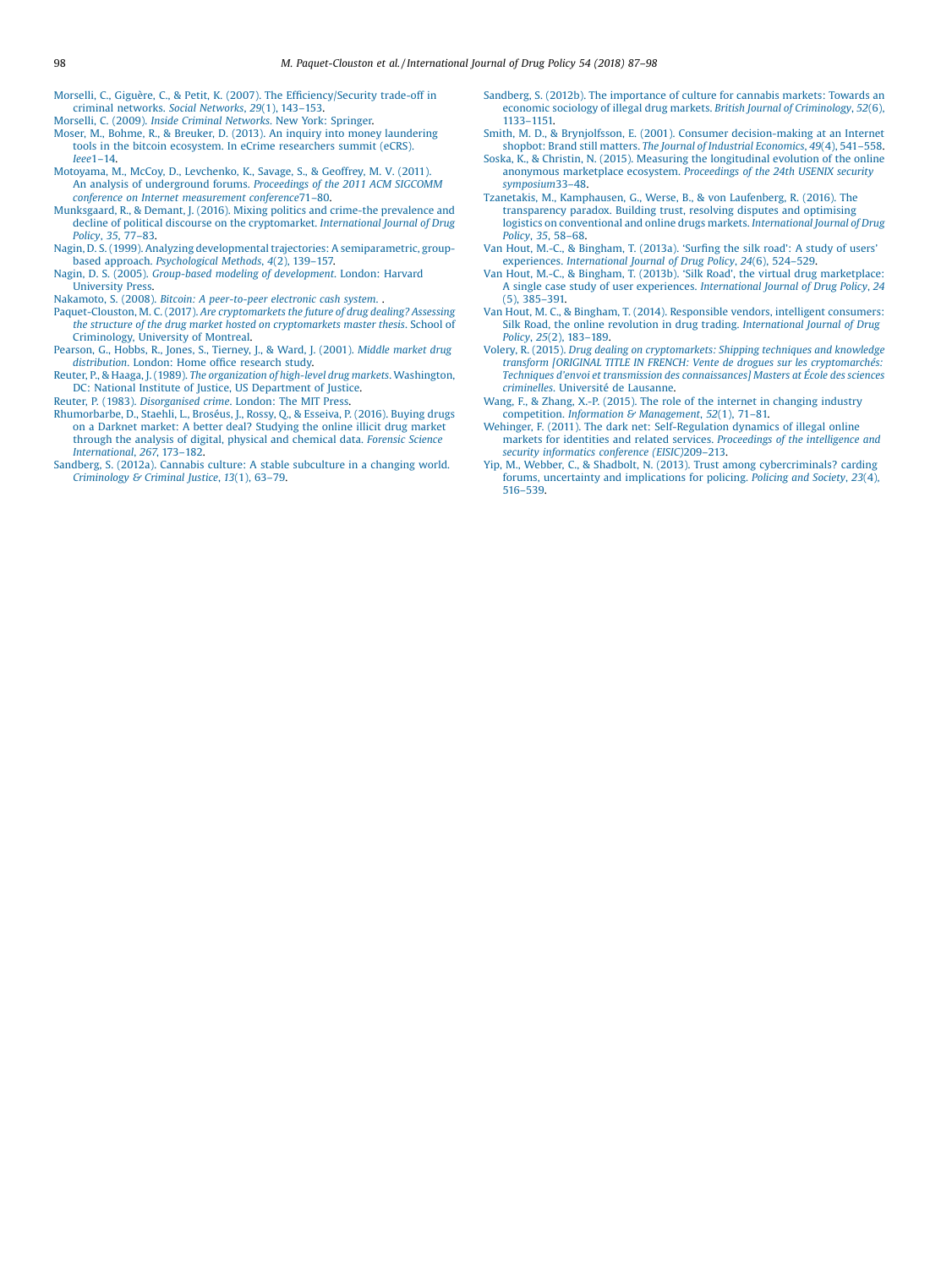Morselli, C., Giguère, C., & Petit, K. (2007). The Efficiency/Security trade-off in criminal networks. *Social Networks*, *29*(1), 143–153.

Morselli, C. (2009). *Inside Criminal Networks*. New York: Springer.

Moser, M., Bohme, R., & Breuker, D. (2013). An inquiry into money laundering tools in the bitcoin ecosystem. In eCrime researchers summit (eCRS). *Ieee*1–14.

Motoyama, M., McCoy, D., Levchenko, K., Savage, S., & Geoffrey, M. V. (2011). An analysis of underground forums. *Proceedings of the 2011 ACM SIGCOMM conference on Internet measurement conference*71–80.

Munksgaard, R., & Demant, J. (2016). Mixing politics and crime-the prevalence and decline of political discourse on the cryptomarket. *International Journal of Drug Policy*, *35*, 77–83.

Nagin, D. S. (1999). Analyzing developmental trajectories: A semiparametric, group-based approach. *Psychological Methods*, *4*(2), 139–157.

Nagin, D. S. (2005). *Group-based modeling of development*. London: Harvard University Press.

Nakamoto, S. (2008). *Bitcoin: A peer-to-peer electronic cash system*. .

Paquet-Clouston, M. C. (2017). *Are cryptomarkets the future of drug dealing? Assessing the structure of the drug market hosted on cryptomarkets master thesis*. School of Criminology, University of Montreal.

Pearson, G., Hobbs, R., Jones, S., Tierney, J., & Ward, J. (2001). *Middle market drug distribution*. London: Home office research study.

Reuter, P., & Haaga, J. (1989). *The organization of high-level drug markets*. Washington, DC: National Institute of Justice, US Department of Justice.

Reuter, P. (1983). *Disorganised crime*. London: The MIT Press.

Rhumorbarbe, D., Staehli, L., Broséus, J., Rossy, Q., & Esseiva, P. (2016). Buying drugs on a Darknet market: A better deal? Studying the online illicit drug market through the analysis of digital, physical and chemical data. *Forensic Science International*, *267*, 173–182.

Sandberg, S. (2012a). Cannabis culture: A stable subculture in a changing world. *Criminology & Criminal Justice*, *13*(1), 63–79.

Sandberg, S. (2012b). The importance of culture for cannabis markets: Towards an economic sociology of illegal drug markets. *British Journal of Criminology*, *52*(6), 1133–1151.

Smith, M. D., & Brynjolfsson, E. (2001). Consumer decision-making at an Internet shopbot: Brand still matters. *The Journal of Industrial Economics*, *49*(4), 541–558.

Soska, K., & Christin, N. (2015). Measuring the longitudinal evolution of the online anonymous marketplace ecosystem. *Proceedings of the 24th USENIX security symposium*33–48.

Tzanetakis, M., Kamphausen, G., Werse, B., & von Laufenberg, R. (2016). The transparency paradox. Building trust, resolving disputes and optimising logistics on conventional and online drugs markets. *International Journal of Drug Policy*, *35*, 58–68.

Van Hout, M.-C., & Bingham, T. (2013a). 'Surfing the silk road': A study of users' experiences. *International Journal of Drug Policy*, *24*(6), 524–529.

Van Hout, M.-C., & Bingham, T. (2013b). 'Silk Road', the virtual drug marketplace: A single case study of user experiences. *International Journal of Drug Policy*, *24* (5), 385–391.

Van Hout, M. C., & Bingham, T. (2014). Responsible vendors, intelligent consumers: Silk Road, the online revolution in drug trading. *International Journal of Drug Policy*, *25*(2), 183–189.

Volery, R. (2015). *Drug dealing on cryptomarkets: Shipping techniques and knowledge transform [ORIGINAL TITLE IN FRENCH: Vente de drogues sur les cryptomarchés: Techniques d'envoi et transmission des connaissances] Masters at École des sciences criminelles*. Université de Lausanne.

Wang, F., & Zhang, X.-P. (2015). The role of the internet in changing industry competition. *Information & Management*, *52*(1), 71–81.

Wehinger, F. (2011). The dark net: Self-Regulation dynamics of illegal online markets for identities and related services. *Proceedings of the intelligence and security informatics conference (EISIC)*209–213.

Yip, M., Webber, C., & Shadbolt, N. (2013). Trust among cybercriminals? carding forums, uncertainty and implications for policing. *Policing and Society*, *23*(4), 516–539.